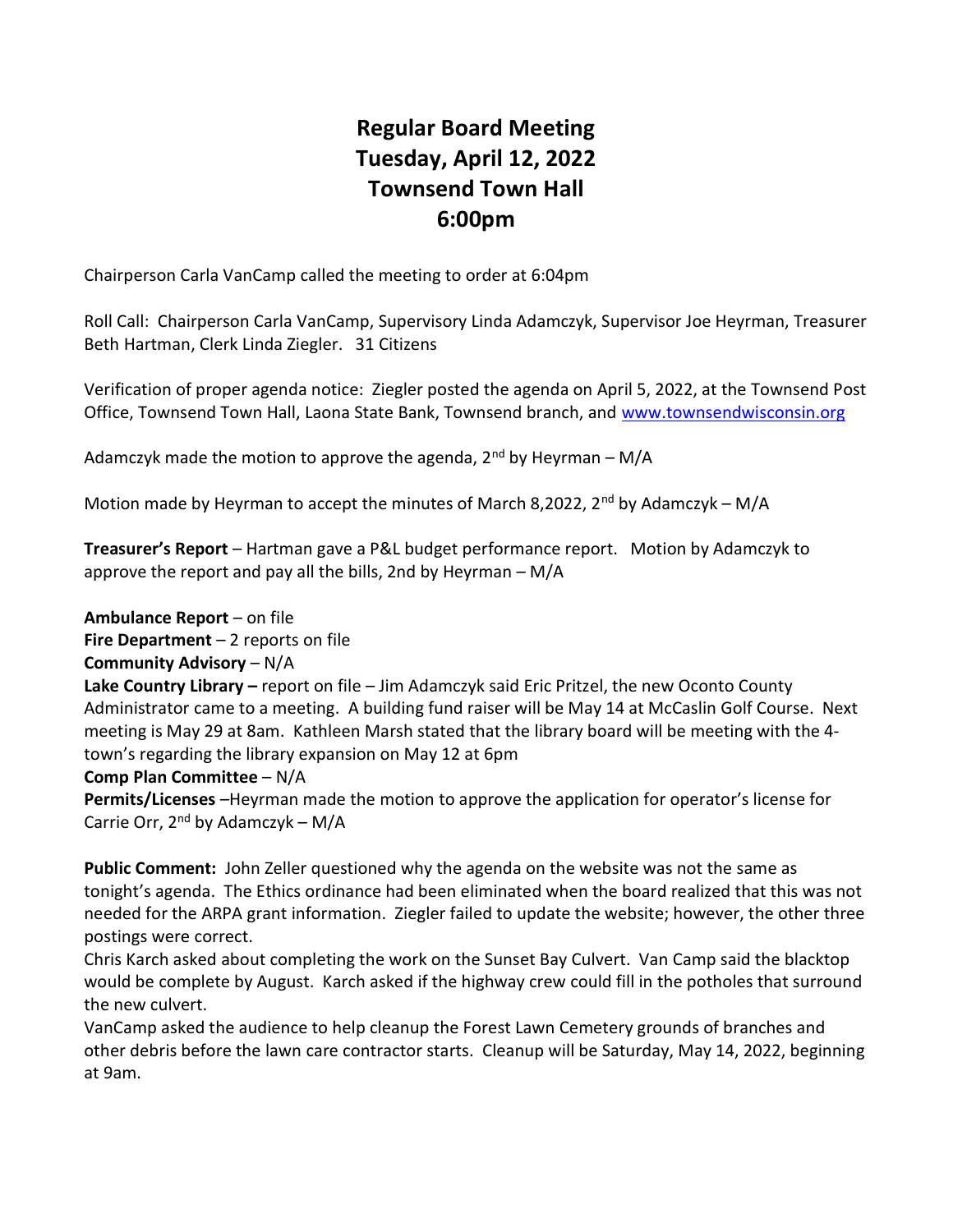# Regular Board Meeting
# Tuesday, April 12, 2022
# Townsend Town Hall
# 6:00pm

Chairperson Carla VanCamp called the meeting to order at 6:04pm

Roll Call: Chairperson Carla VanCamp, Supervisory Linda Adamczyk, Supervisor Joe Heyrman, Treasurer Beth Hartman, Clerk Linda Ziegler. 31 Citizens

Verification of proper agenda notice: Ziegler posted the agenda on April 5, 2022, at the Townsend Post Office, Townsend Town Hall, Laona State Bank, Townsend branch, and www.townsendwisconsin.org

Adamczyk made the motion to approve the agenda, 2nd by Heyrman – M/A

Motion made by Heyrman to accept the minutes of March 8,2022, 2nd by Adamczyk – M/A

**Treasurer's Report** – Hartman gave a P&L budget performance report. Motion by Adamczyk to approve the report and pay all the bills, 2nd by Heyrman – M/A

**Ambulance Report** – on file
**Fire Department** – 2 reports on file
**Community Advisory** – N/A
**Lake Country Library –** report on file – Jim Adamczyk said Eric Pritzel, the new Oconto County Administrator came to a meeting. A building fund raiser will be May 14 at McCaslin Golf Course. Next meeting is May 29 at 8am. Kathleen Marsh stated that the library board will be meeting with the 4-town's regarding the library expansion on May 12 at 6pm
**Comp Plan Committee** – N/A
**Permits/Licenses** –Heyrman made the motion to approve the application for operator's license for Carrie Orr, 2nd by Adamczyk – M/A

**Public Comment:** John Zeller questioned why the agenda on the website was not the same as tonight's agenda. The Ethics ordinance had been eliminated when the board realized that this was not needed for the ARPA grant information. Ziegler failed to update the website; however, the other three postings were correct.
Chris Karch asked about completing the work on the Sunset Bay Culvert. Van Camp said the blacktop would be complete by August. Karch asked if the highway crew could fill in the potholes that surround the new culvert.
VanCamp asked the audience to help cleanup the Forest Lawn Cemetery grounds of branches and other debris before the lawn care contractor starts. Cleanup will be Saturday, May 14, 2022, beginning at 9am.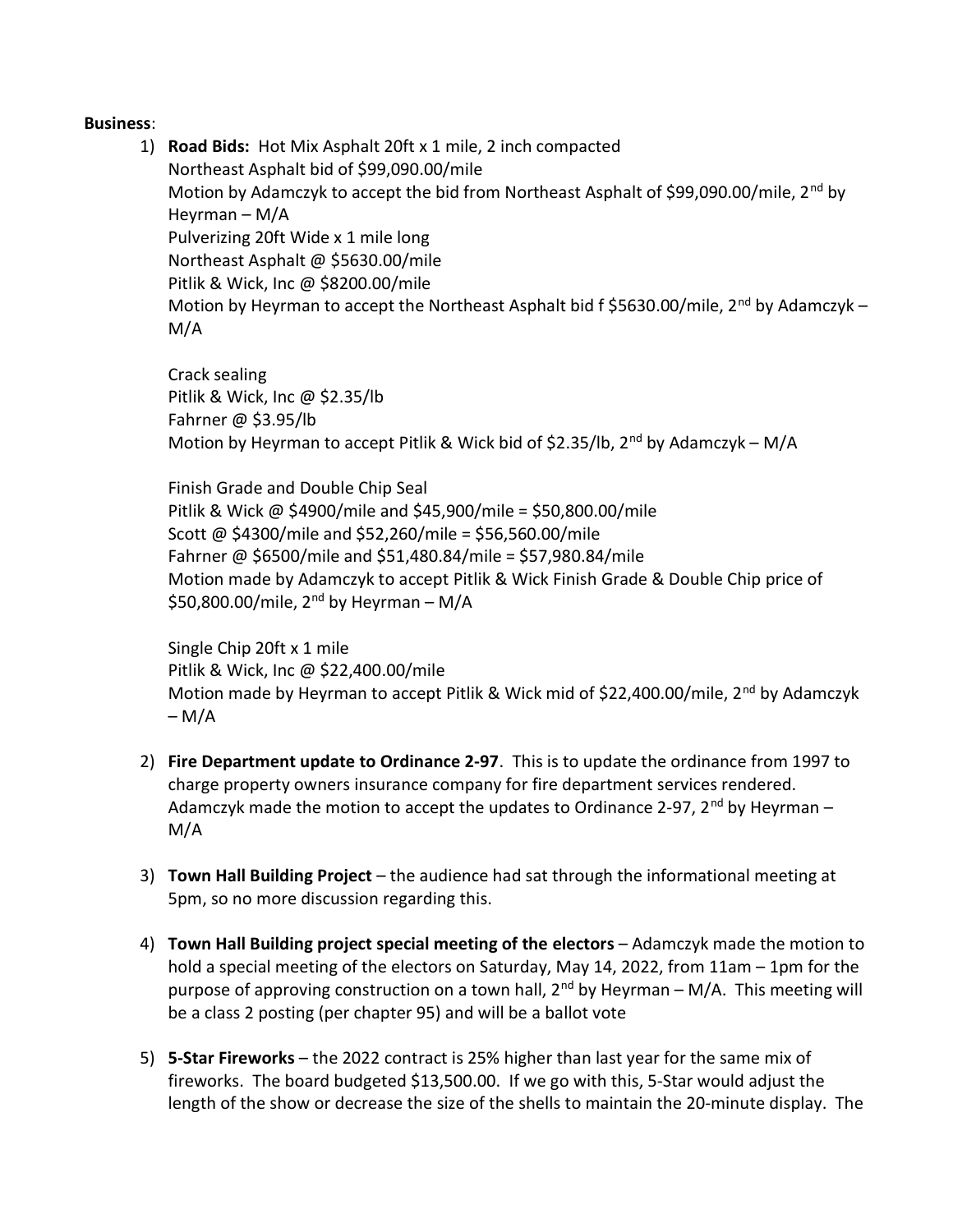**Business**:

1) **Road Bids:** Hot Mix Asphalt 20ft x 1 mile, 2 inch compacted
   Northeast Asphalt bid of $99,090.00/mile
   Motion by Adamczyk to accept the bid from Northeast Asphalt of $99,090.00/mile, 2nd by Heyrman – M/A
   Pulverizing 20ft Wide x 1 mile long
   Northeast Asphalt @ $5630.00/mile
   Pitlik & Wick, Inc @ $8200.00/mile
   Motion by Heyrman to accept the Northeast Asphalt bid f $5630.00/mile, 2nd by Adamczyk – M/A

   Crack sealing
   Pitlik & Wick, Inc @ $2.35/lb
   Fahrner @ $3.95/lb
   Motion by Heyrman to accept Pitlik & Wick bid of $2.35/lb, 2nd by Adamczyk – M/A

   Finish Grade and Double Chip Seal
   Pitlik & Wick @ $4900/mile and $45,900/mile = $50,800.00/mile
   Scott @ $4300/mile and $52,260/mile = $56,560.00/mile
   Fahrner @ $6500/mile and $51,480.84/mile = $57,980.84/mile
   Motion made by Adamczyk to accept Pitlik & Wick Finish Grade & Double Chip price of $50,800.00/mile, 2nd by Heyrman – M/A

   Single Chip 20ft x 1 mile
   Pitlik & Wick, Inc @ $22,400.00/mile
   Motion made by Heyrman to accept Pitlik & Wick mid of $22,400.00/mile, 2nd by Adamczyk – M/A

2) **Fire Department update to Ordinance 2-97**. This is to update the ordinance from 1997 to charge property owners insurance company for fire department services rendered. Adamczyk made the motion to accept the updates to Ordinance 2-97, 2nd by Heyrman – M/A

3) **Town Hall Building Project** – the audience had sat through the informational meeting at 5pm, so no more discussion regarding this.

4) **Town Hall Building project special meeting of the electors** – Adamczyk made the motion to hold a special meeting of the electors on Saturday, May 14, 2022, from 11am – 1pm for the purpose of approving construction on a town hall, 2nd by Heyrman – M/A. This meeting will be a class 2 posting (per chapter 95) and will be a ballot vote

5) **5-Star Fireworks** – the 2022 contract is 25% higher than last year for the same mix of fireworks. The board budgeted $13,500.00. If we go with this, 5-Star would adjust the length of the show or decrease the size of the shells to maintain the 20-minute display. The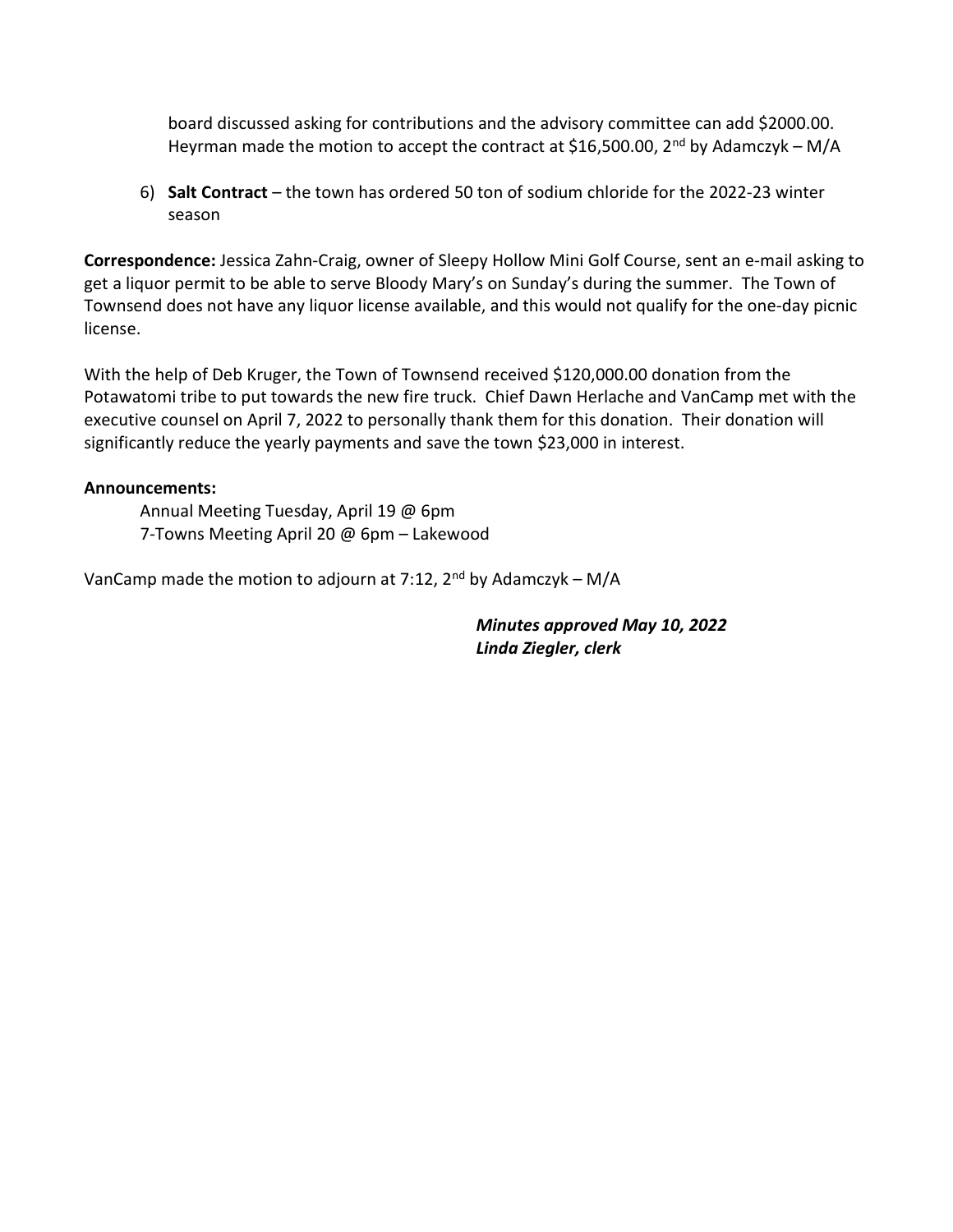board discussed asking for contributions and the advisory committee can add $2000.00. Heyrman made the motion to accept the contract at $16,500.00, 2nd by Adamczyk – M/A

6) **Salt Contract** – the town has ordered 50 ton of sodium chloride for the 2022-23 winter season

**Correspondence:** Jessica Zahn-Craig, owner of Sleepy Hollow Mini Golf Course, sent an e-mail asking to get a liquor permit to be able to serve Bloody Mary's on Sunday's during the summer. The Town of Townsend does not have any liquor license available, and this would not qualify for the one-day picnic license.

With the help of Deb Kruger, the Town of Townsend received $120,000.00 donation from the Potawatomi tribe to put towards the new fire truck. Chief Dawn Herlache and VanCamp met with the executive counsel on April 7, 2022 to personally thank them for this donation. Their donation will significantly reduce the yearly payments and save the town $23,000 in interest.

**Announcements:**

Annual Meeting Tuesday, April 19 @ 6pm
7-Towns Meeting April 20 @ 6pm – Lakewood

VanCamp made the motion to adjourn at 7:12, 2nd by Adamczyk – M/A

***Minutes approved May 10, 2022***
***Linda Ziegler, clerk***